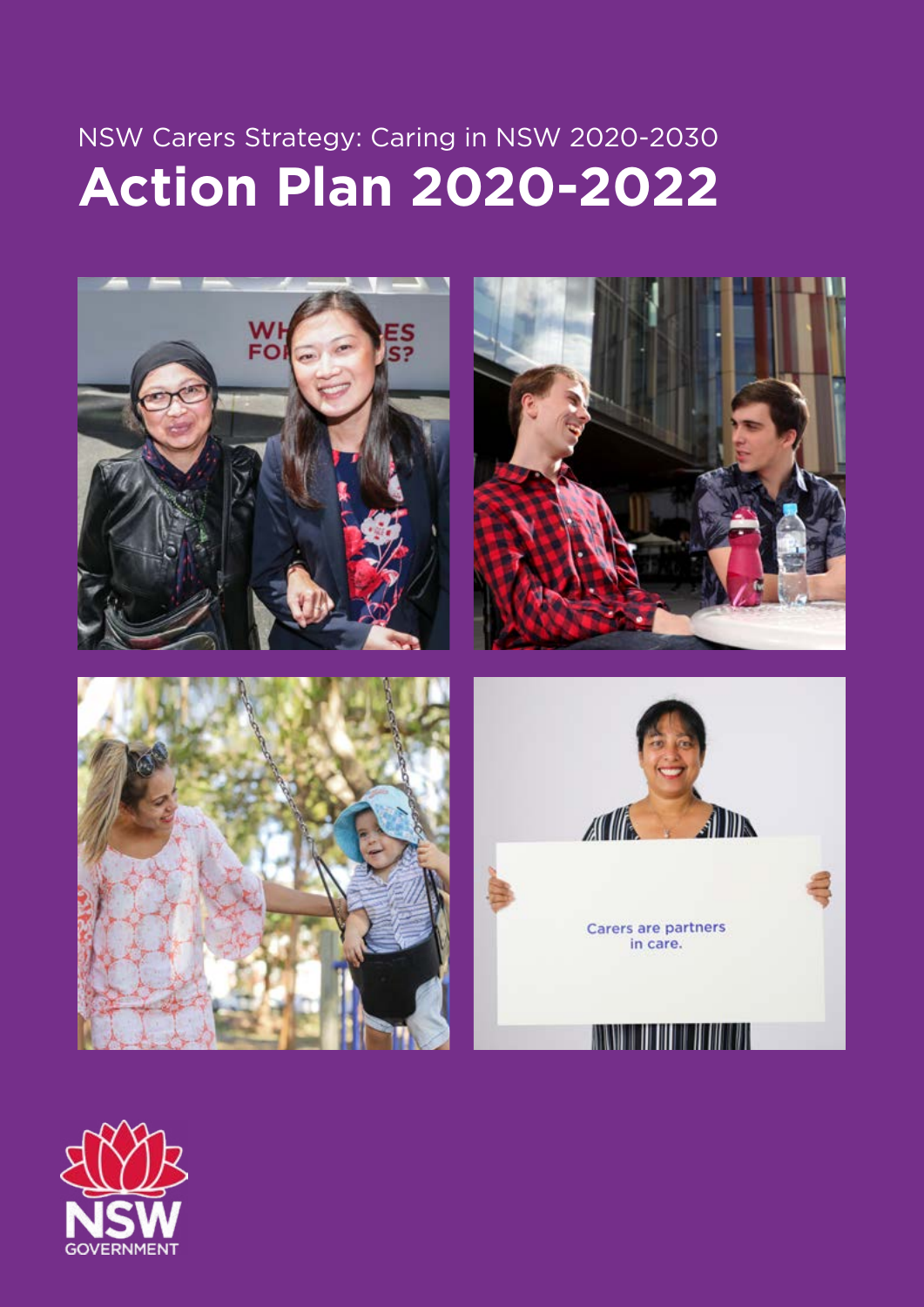NSW Carers Strategy: Caring in NSW 2020-2030

# Action Plan 2020-2022

NSW GOVERNMENT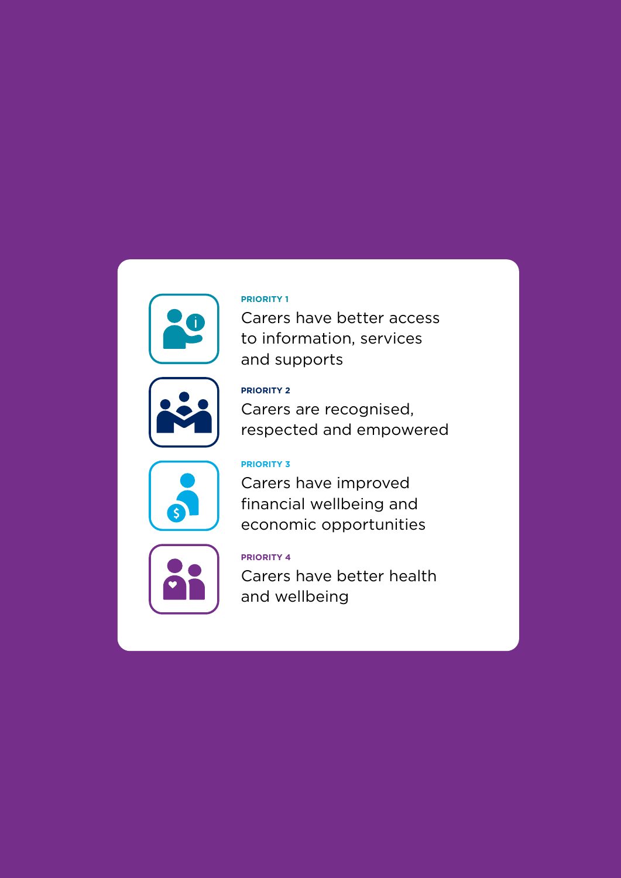**PRIORITY 1**

Carers have better access to information, services and supports

**PRIORITY 2**

Carers are recognised, respected and empowered

**PRIORITY 3**

Carers have improved financial wellbeing and economic opportunities

**PRIORITY 4**

Carers have better health and wellbeing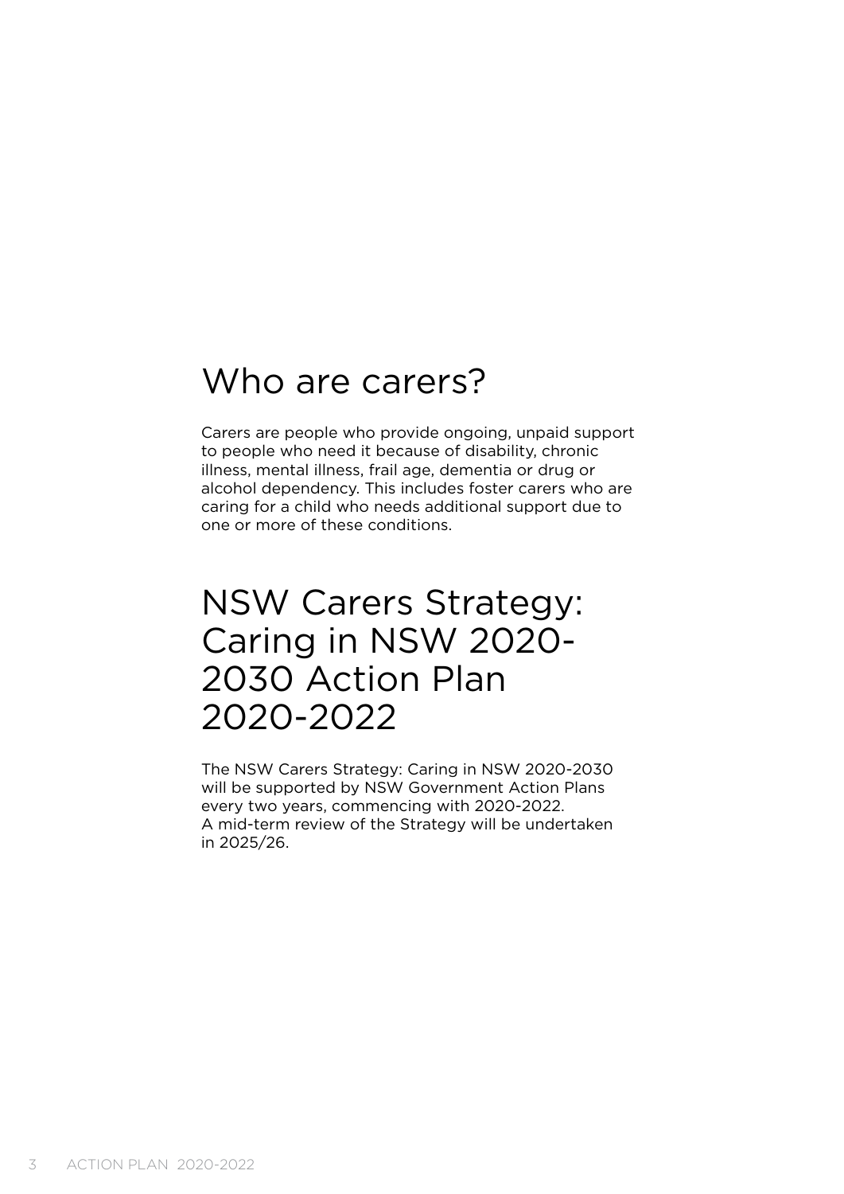# Who are carers?

Carers are people who provide ongoing, unpaid support to people who need it because of disability, chronic illness, mental illness, frail age, dementia or drug or alcohol dependency. This includes foster carers who are caring for a child who needs additional support due to one or more of these conditions.

# NSW Carers Strategy: Caring in NSW 2020-2030 Action Plan 2020-2022

The NSW Carers Strategy: Caring in NSW 2020-2030 will be supported by NSW Government Action Plans every two years, commencing with 2020-2022. A mid-term review of the Strategy will be undertaken in 2025/26.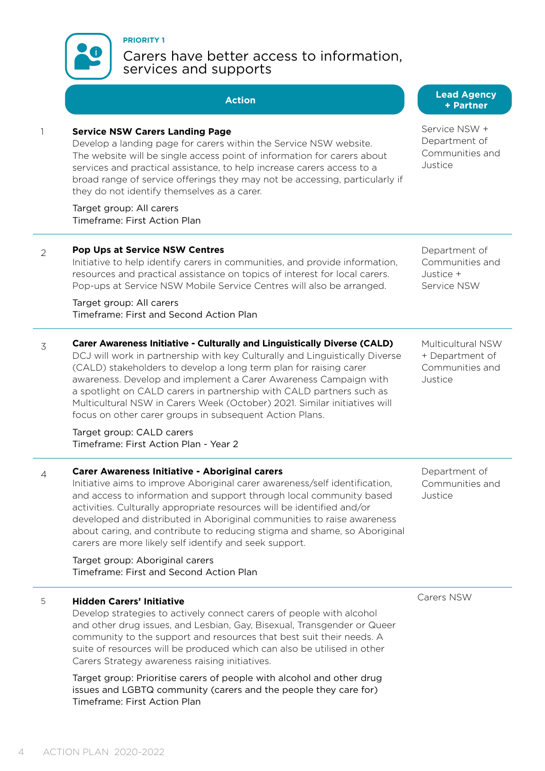PRIORITY 1

# Carers have better access to information, services and supports

| | Action | Lead Agency + Partner |
|---|---|---|
| 1 | **Service NSW Carers Landing Page**<br>Develop a landing page for carers within the Service NSW website. The website will be single access point of information for carers about services and practical assistance, to help increase carers access to a broad range of service offerings they may not be accessing, particularly if they do not identify themselves as a carer.<br><br>Target group: All carers<br>Timeframe: First Action Plan | Service NSW + Department of Communities and Justice |
| 2 | **Pop Ups at Service NSW Centres**<br>Initiative to help identify carers in communities, and provide information, resources and practical assistance on topics of interest for local carers. Pop-ups at Service NSW Mobile Service Centres will also be arranged.<br><br>Target group: All carers<br>Timeframe: First and Second Action Plan | Department of Communities and Justice + Service NSW |
| 3 | **Carer Awareness Initiative - Culturally and Linguistically Diverse (CALD)**<br>DCJ will work in partnership with key Culturally and Linguistically Diverse (CALD) stakeholders to develop a long term plan for raising carer awareness. Develop and implement a Carer Awareness Campaign with a spotlight on CALD carers in partnership with CALD partners such as Multicultural NSW in Carers Week (October) 2021. Similar initiatives will focus on other carer groups in subsequent Action Plans.<br><br>Target group: CALD carers<br>Timeframe: First Action Plan - Year 2 | Multicultural NSW + Department of Communities and Justice |
| 4 | **Carer Awareness Initiative - Aboriginal carers**<br>Initiative aims to improve Aboriginal carer awareness/self identification, and access to information and support through local community based activities. Culturally appropriate resources will be identified and/or developed and distributed in Aboriginal communities to raise awareness about caring, and contribute to reducing stigma and shame, so Aboriginal carers are more likely self identify and seek support.<br><br>Target group: Aboriginal carers<br>Timeframe: First and Second Action Plan | Department of Communities and Justice |
| 5 | **Hidden Carers' Initiative**<br>Develop strategies to actively connect carers of people with alcohol and other drug issues, and Lesbian, Gay, Bisexual, Transgender or Queer community to the support and resources that best suit their needs. A suite of resources will be produced which can also be utilised in other Carers Strategy awareness raising initiatives.<br><br>Target group: Prioritise carers of people with alcohol and other drug issues and LGBTQ community (carers and the people they care for)<br>Timeframe: First Action Plan | Carers NSW |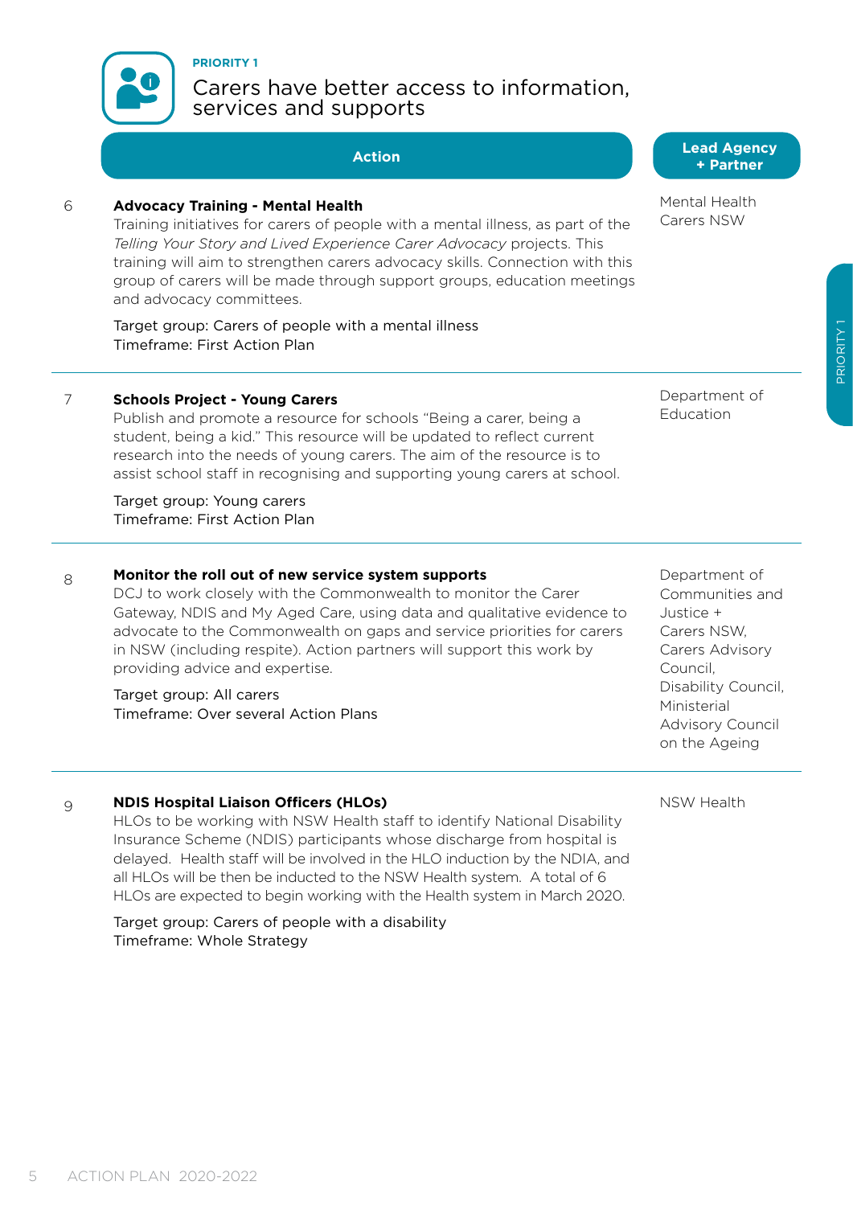PRIORITY 1

## Carers have better access to information, services and supports

| | Action | Lead Agency + Partner |
|---|---|---|
| 6 | **Advocacy Training - Mental Health**<br>Training initiatives for carers of people with a mental illness, as part of the *Telling Your Story and Lived Experience Carer Advocacy* projects. This training will aim to strengthen carers advocacy skills. Connection with this group of carers will be made through support groups, education meetings and advocacy committees.<br><br>Target group: Carers of people with a mental illness<br>Timeframe: First Action Plan | Mental Health Carers NSW |
| 7 | **Schools Project - Young Carers**<br>Publish and promote a resource for schools "Being a carer, being a student, being a kid." This resource will be updated to reflect current research into the needs of young carers. The aim of the resource is to assist school staff in recognising and supporting young carers at school.<br><br>Target group: Young carers<br>Timeframe: First Action Plan | Department of Education |
| 8 | **Monitor the roll out of new service system supports**<br>DCJ to work closely with the Commonwealth to monitor the Carer Gateway, NDIS and My Aged Care, using data and qualitative evidence to advocate to the Commonwealth on gaps and service priorities for carers in NSW (including respite). Action partners will support this work by providing advice and expertise.<br><br>Target group: All carers<br>Timeframe: Over several Action Plans | Department of Communities and Justice + Carers NSW, Carers Advisory Council, Disability Council, Ministerial Advisory Council on the Ageing |
| 9 | **NDIS Hospital Liaison Officers (HLOs)**<br>HLOs to be working with NSW Health staff to identify National Disability Insurance Scheme (NDIS) participants whose discharge from hospital is delayed. Health staff will be involved in the HLO induction by the NDIA, and all HLOs will be then be inducted to the NSW Health system. A total of 6 HLOs are expected to begin working with the Health system in March 2020.<br><br>Target group: Carers of people with a disability<br>Timeframe: Whole Strategy | NSW Health |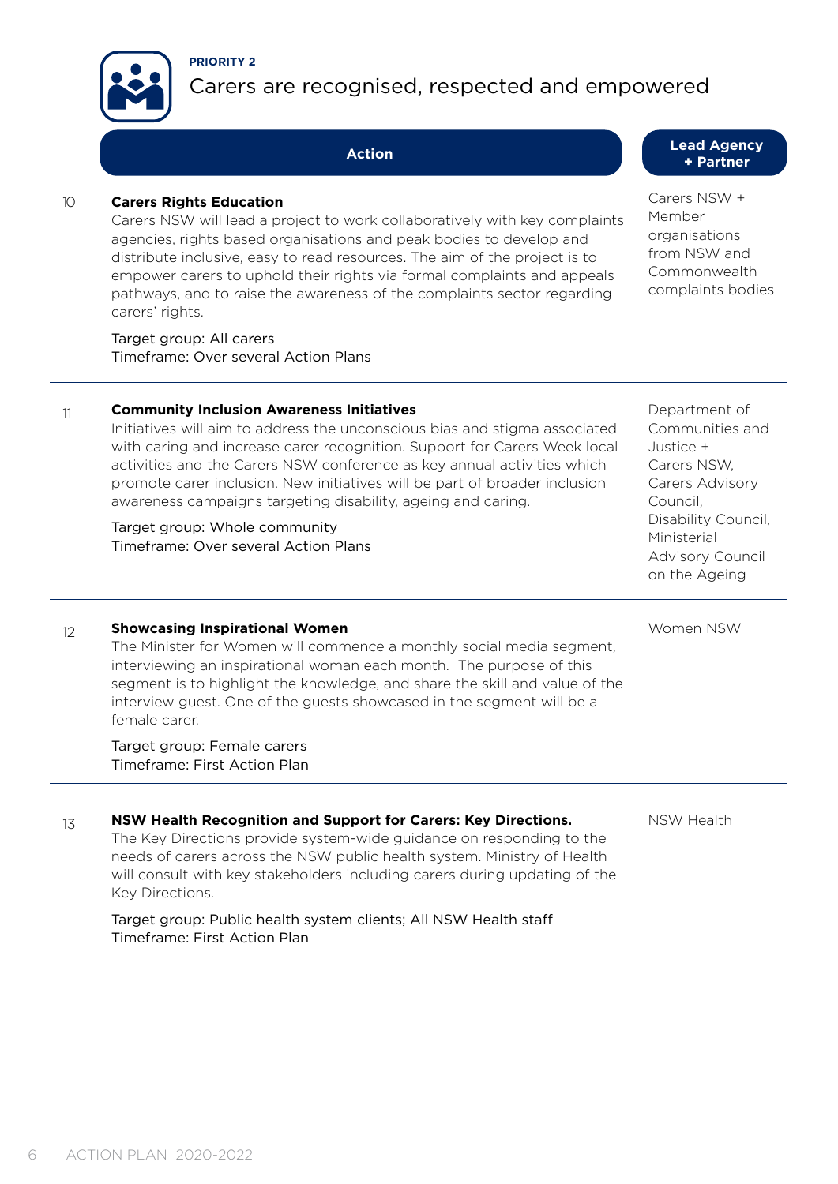**PRIORITY 2**

## Carers are recognised, respected and empowered

| | Action | Lead Agency + Partner |
|---|---|---|
| 10 | **Carers Rights Education**<br>Carers NSW will lead a project to work collaboratively with key complaints agencies, rights based organisations and peak bodies to develop and distribute inclusive, easy to read resources. The aim of the project is to empower carers to uphold their rights via formal complaints and appeals pathways, and to raise the awareness of the complaints sector regarding carers' rights.<br><br>Target group: All carers<br>Timeframe: Over several Action Plans | Carers NSW + Member organisations from NSW and Commonwealth complaints bodies |
| 11 | **Community Inclusion Awareness Initiatives**<br>Initiatives will aim to address the unconscious bias and stigma associated with caring and increase carer recognition. Support for Carers Week local activities and the Carers NSW conference as key annual activities which promote carer inclusion. New initiatives will be part of broader inclusion awareness campaigns targeting disability, ageing and caring.<br><br>Target group: Whole community<br>Timeframe: Over several Action Plans | Department of Communities and Justice + Carers NSW, Carers Advisory Council, Disability Council, Ministerial Advisory Council on the Ageing |
| 12 | **Showcasing Inspirational Women**<br>The Minister for Women will commence a monthly social media segment, interviewing an inspirational woman each month. The purpose of this segment is to highlight the knowledge, and share the skill and value of the interview guest. One of the guests showcased in the segment will be a female carer.<br><br>Target group: Female carers<br>Timeframe: First Action Plan | Women NSW |
| 13 | **NSW Health Recognition and Support for Carers: Key Directions.**<br>The Key Directions provide system-wide guidance on responding to the needs of carers across the NSW public health system. Ministry of Health will consult with key stakeholders including carers during updating of the Key Directions.<br><br>Target group: Public health system clients; All NSW Health staff<br>Timeframe: First Action Plan | NSW Health |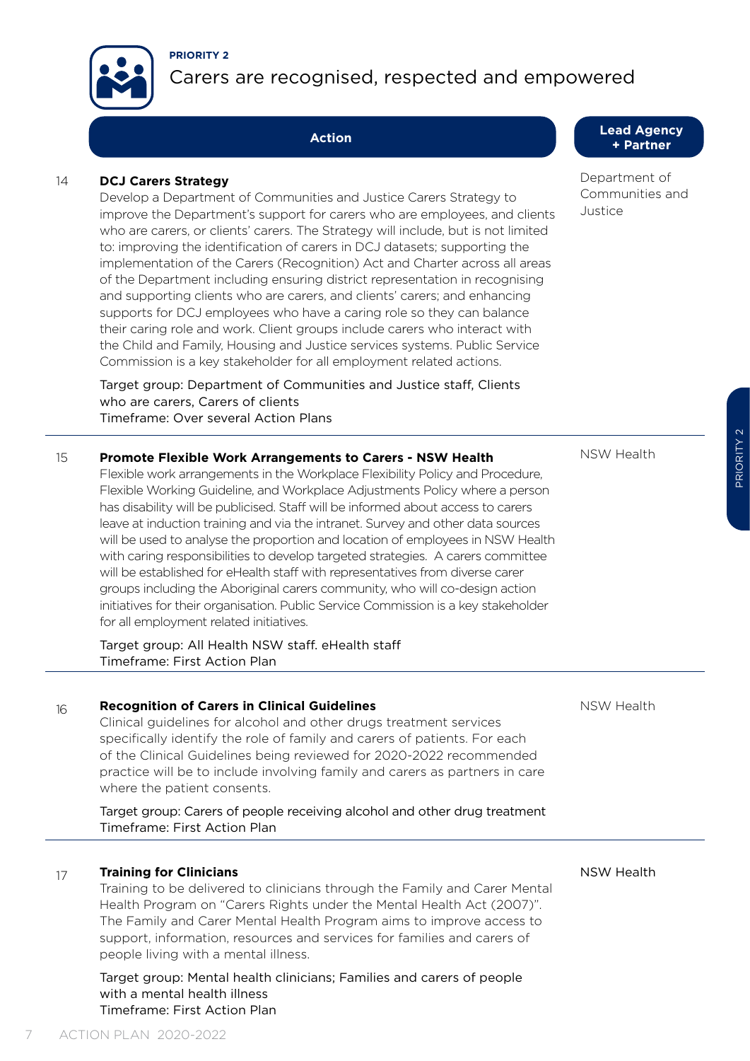**PRIORITY 2**

# Carers are recognised, respected and empowered

| | Action | Lead Agency + Partner |
|---|---|---|
| 14 | **DCJ Carers Strategy**<br>Develop a Department of Communities and Justice Carers Strategy to improve the Department's support for carers who are employees, and clients who are carers, or clients' carers. The Strategy will include, but is not limited to: improving the identification of carers in DCJ datasets; supporting the implementation of the Carers (Recognition) Act and Charter across all areas of the Department including ensuring district representation in recognising and supporting clients who are carers, and clients' carers; and enhancing supports for DCJ employees who have a caring role so they can balance their caring role and work. Client groups include carers who interact with the Child and Family, Housing and Justice services systems. Public Service Commission is a key stakeholder for all employment related actions.<br><br>Target group: Department of Communities and Justice staff, Clients who are carers, Carers of clients<br>Timeframe: Over several Action Plans | Department of Communities and Justice |
| 15 | **Promote Flexible Work Arrangements to Carers - NSW Health**<br>Flexible work arrangements in the Workplace Flexibility Policy and Procedure, Flexible Working Guideline, and Workplace Adjustments Policy where a person has disability will be publicised. Staff will be informed about access to carers leave at induction training and via the intranet. Survey and other data sources will be used to analyse the proportion and location of employees in NSW Health with caring responsibilities to develop targeted strategies. A carers committee will be established for eHealth staff with representatives from diverse carer groups including the Aboriginal carers community, who will co-design action initiatives for their organisation. Public Service Commission is a key stakeholder for all employment related initiatives.<br><br>Target group: All Health NSW staff. eHealth staff<br>Timeframe: First Action Plan | NSW Health |
| 16 | **Recognition of Carers in Clinical Guidelines**<br>Clinical guidelines for alcohol and other drugs treatment services specifically identify the role of family and carers of patients. For each of the Clinical Guidelines being reviewed for 2020-2022 recommended practice will be to include involving family and carers as partners in care where the patient consents.<br><br>Target group: Carers of people receiving alcohol and other drug treatment<br>Timeframe: First Action Plan | NSW Health |
| 17 | **Training for Clinicians**<br>Training to be delivered to clinicians through the Family and Carer Mental Health Program on "Carers Rights under the Mental Health Act (2007)". The Family and Carer Mental Health Program aims to improve access to support, information, resources and services for families and carers of people living with a mental illness.<br><br>Target group: Mental health clinicians; Families and carers of people with a mental health illness<br>Timeframe: First Action Plan | NSW Health |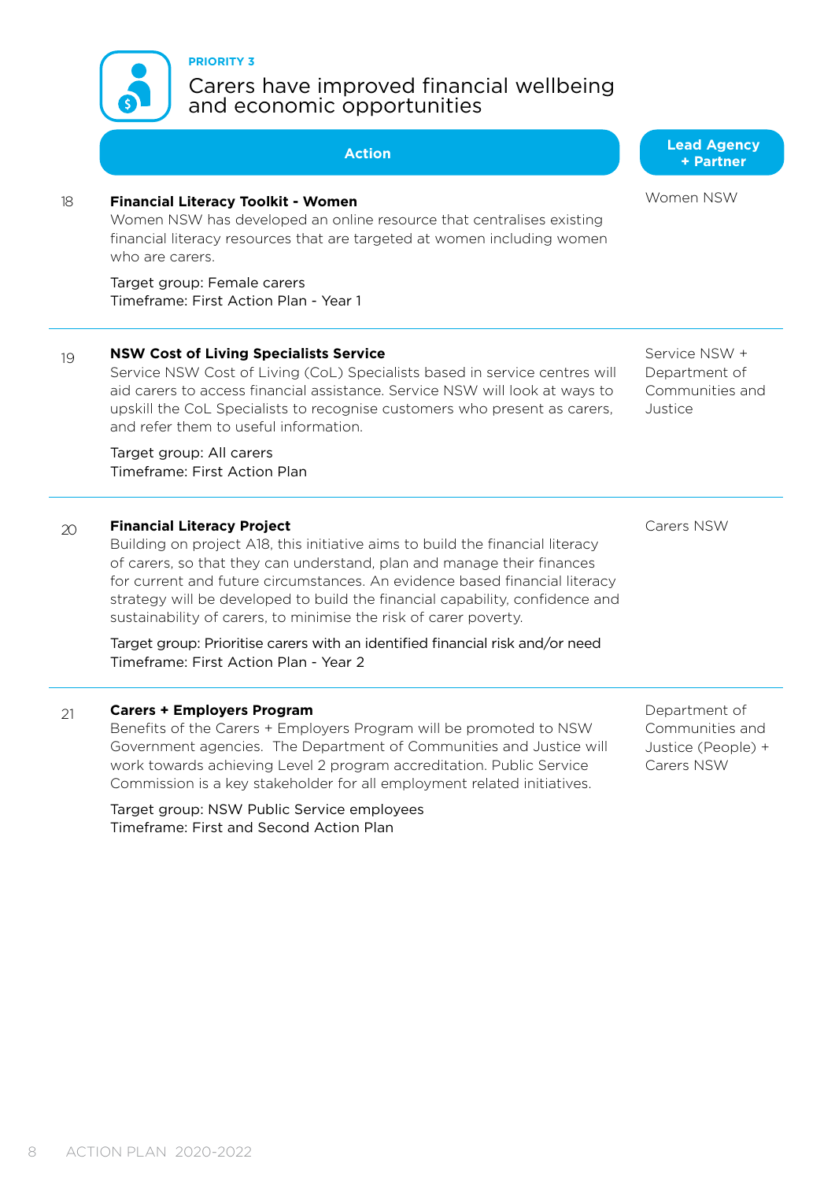PRIORITY 3

# Carers have improved financial wellbeing and economic opportunities

| | Action | Lead Agency + Partner |
|---|---|---|
| 18 | **Financial Literacy Toolkit - Women**<br>Women NSW has developed an online resource that centralises existing financial literacy resources that are targeted at women including women who are carers.<br><br>Target group: Female carers<br>Timeframe: First Action Plan - Year 1 | Women NSW |
| 19 | **NSW Cost of Living Specialists Service**<br>Service NSW Cost of Living (CoL) Specialists based in service centres will aid carers to access financial assistance. Service NSW will look at ways to upskill the CoL Specialists to recognise customers who present as carers, and refer them to useful information.<br><br>Target group: All carers<br>Timeframe: First Action Plan | Service NSW + Department of Communities and Justice |
| 20 | **Financial Literacy Project**<br>Building on project A18, this initiative aims to build the financial literacy of carers, so that they can understand, plan and manage their finances for current and future circumstances. An evidence based financial literacy strategy will be developed to build the financial capability, confidence and sustainability of carers, to minimise the risk of carer poverty.<br><br>Target group: Prioritise carers with an identified financial risk and/or need<br>Timeframe: First Action Plan - Year 2 | Carers NSW |
| 21 | **Carers + Employers Program**<br>Benefits of the Carers + Employers Program will be promoted to NSW Government agencies. The Department of Communities and Justice will work towards achieving Level 2 program accreditation. Public Service Commission is a key stakeholder for all employment related initiatives.<br><br>Target group: NSW Public Service employees<br>Timeframe: First and Second Action Plan | Department of Communities and Justice (People) + Carers NSW |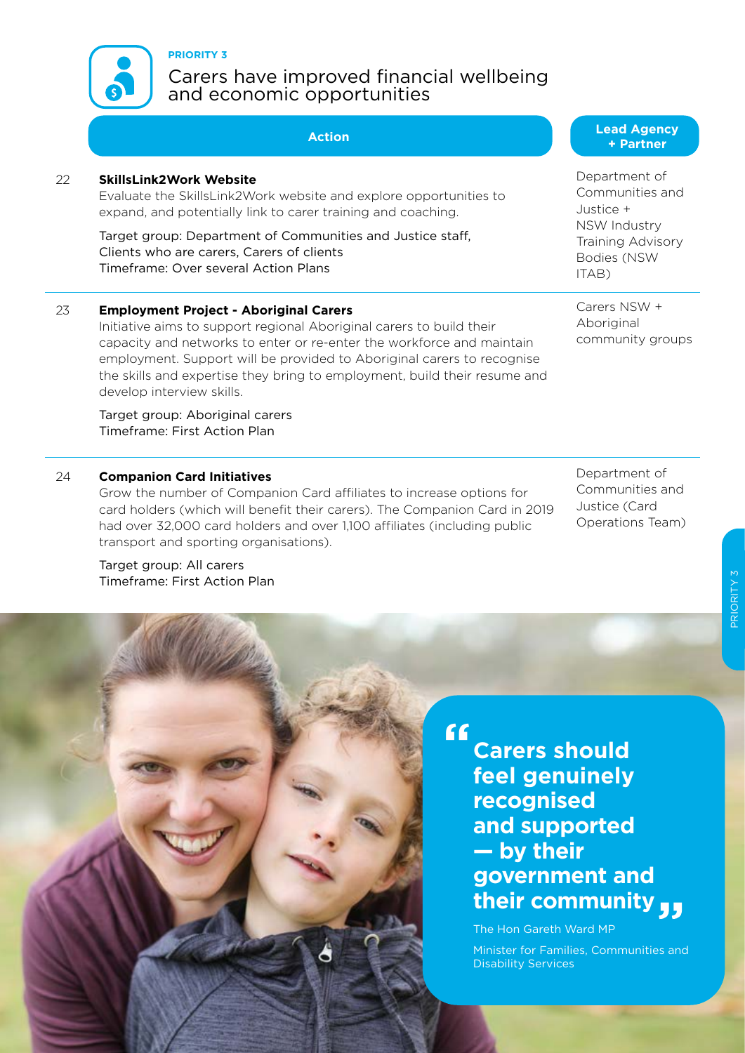PRIORITY 3

# Carers have improved financial wellbeing and economic opportunities

| | Action | Lead Agency + Partner |
|---|---|---|
| 22 | **SkillsLink2Work Website**<br>Evaluate the SkillsLink2Work website and explore opportunities to expand, and potentially link to carer training and coaching.<br><br>Target group: Department of Communities and Justice staff, Clients who are carers, Carers of clients<br>Timeframe: Over several Action Plans | Department of Communities and Justice + NSW Industry Training Advisory Bodies (NSW ITAB) |
| 23 | **Employment Project - Aboriginal Carers**<br>Initiative aims to support regional Aboriginal carers to build their capacity and networks to enter or re-enter the workforce and maintain employment. Support will be provided to Aboriginal carers to recognise the skills and expertise they bring to employment, build their resume and develop interview skills.<br><br>Target group: Aboriginal carers<br>Timeframe: First Action Plan | Carers NSW + Aboriginal community groups |
| 24 | **Companion Card Initiatives**<br>Grow the number of Companion Card affiliates to increase options for card holders (which will benefit their carers). The Companion Card in 2019 had over 32,000 card holders and over 1,100 affiliates (including public transport and sporting organisations).<br><br>Target group: All carers<br>Timeframe: First Action Plan | Department of Communities and Justice (Card Operations Team) |

> **"Carers should feel genuinely recognised and supported — by their government and their community"**
>
> The Hon Gareth Ward MP
>
> Minister for Families, Communities and Disability Services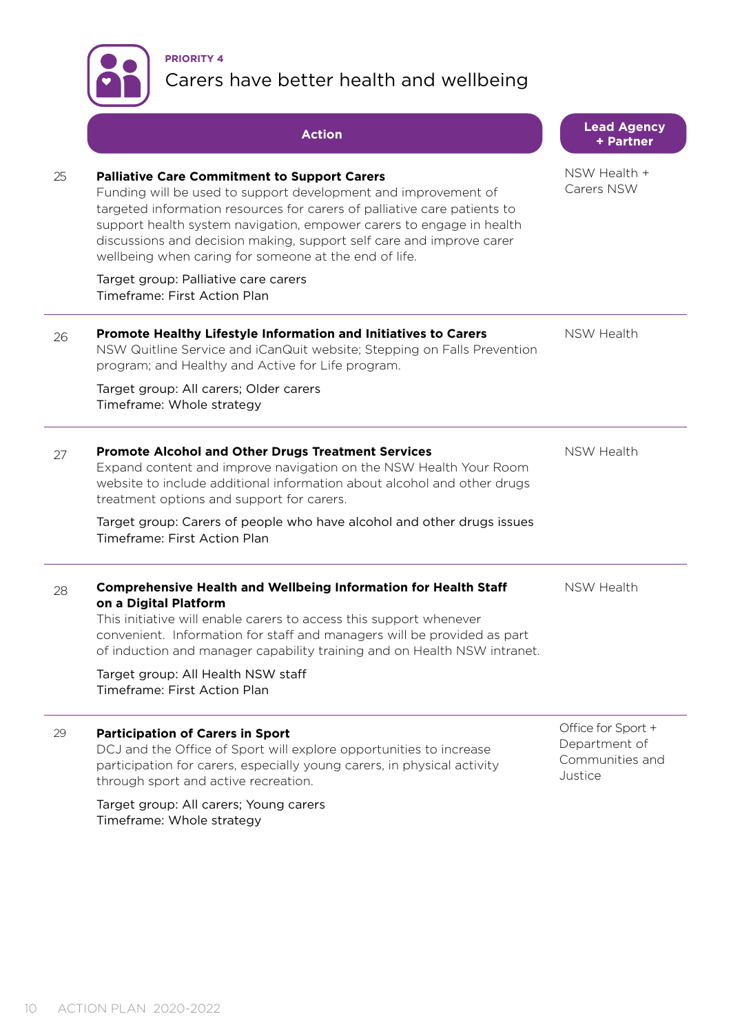PRIORITY 4

## Carers have better health and wellbeing

| | Action | Lead Agency + Partner |
|---|---|---|
| 25 | **Palliative Care Commitment to Support Carers**<br>Funding will be used to support development and improvement of targeted information resources for carers of palliative care patients to support health system navigation, empower carers to engage in health discussions and decision making, support self care and improve carer wellbeing when caring for someone at the end of life.<br><br>Target group: Palliative care carers<br>Timeframe: First Action Plan | NSW Health + Carers NSW |
| 26 | **Promote Healthy Lifestyle Information and Initiatives to Carers**<br>NSW Quitline Service and iCanQuit website; Stepping on Falls Prevention program; and Healthy and Active for Life program.<br><br>Target group: All carers; Older carers<br>Timeframe: Whole strategy | NSW Health |
| 27 | **Promote Alcohol and Other Drugs Treatment Services**<br>Expand content and improve navigation on the NSW Health Your Room website to include additional information about alcohol and other drugs treatment options and support for carers.<br><br>Target group: Carers of people who have alcohol and other drugs issues<br>Timeframe: First Action Plan | NSW Health |
| 28 | **Comprehensive Health and Wellbeing Information for Health Staff on a Digital Platform**<br>This initiative will enable carers to access this support whenever convenient. Information for staff and managers will be provided as part of induction and manager capability training and on Health NSW intranet.<br><br>Target group: All Health NSW staff<br>Timeframe: First Action Plan | NSW Health |
| 29 | **Participation of Carers in Sport**<br>DCJ and the Office of Sport will explore opportunities to increase participation for carers, especially young carers, in physical activity through sport and active recreation.<br><br>Target group: All carers; Young carers<br>Timeframe: Whole strategy | Office for Sport + Department of Communities and Justice |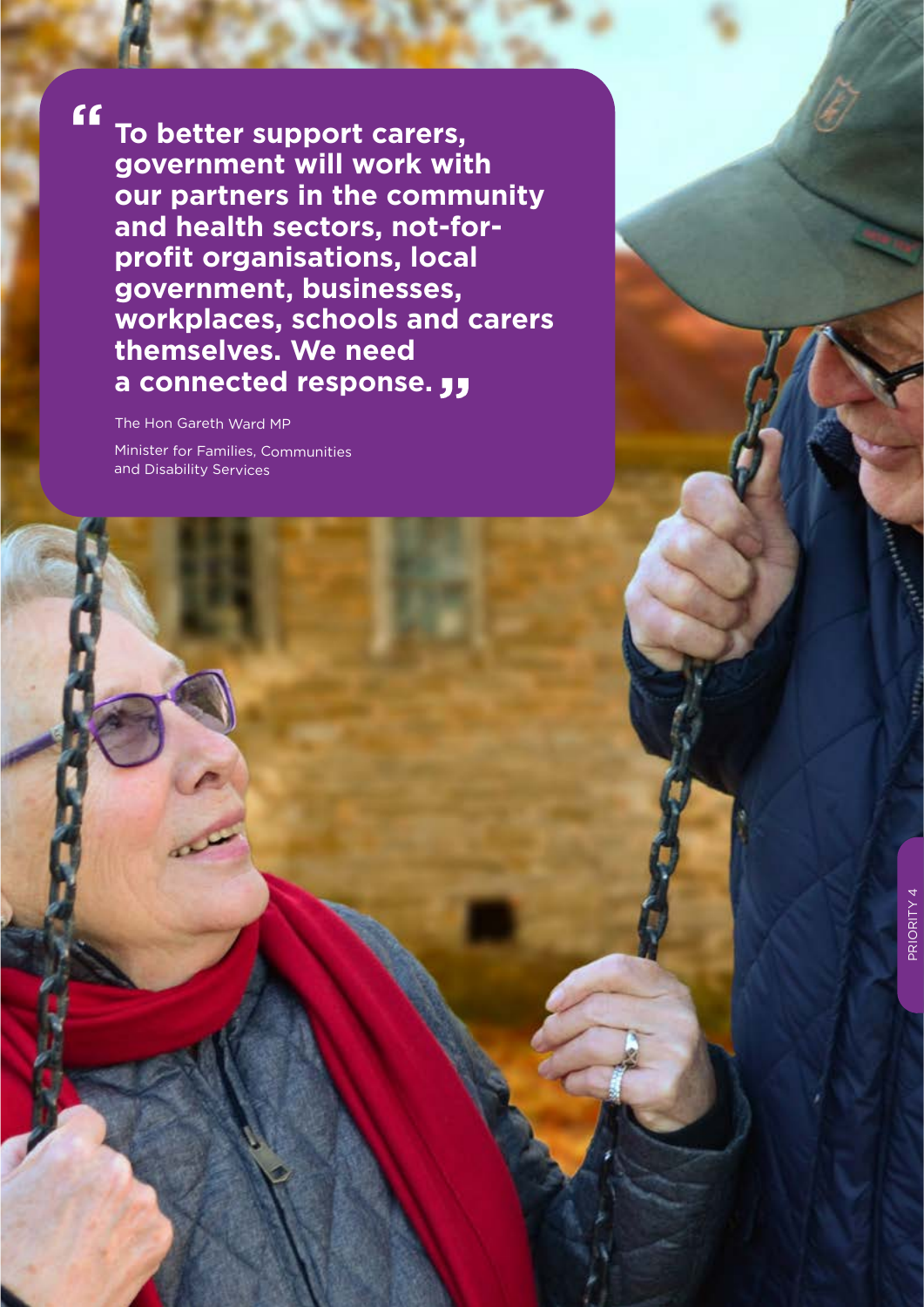> **To better support carers, government will work with our partners in the community and health sectors, not-for-profit organisations, local government, businesses, workplaces, schools and carers themselves. We need a connected response.**

The Hon Gareth Ward MP

Minister for Families, Communities and Disability Services

PRIORITY 4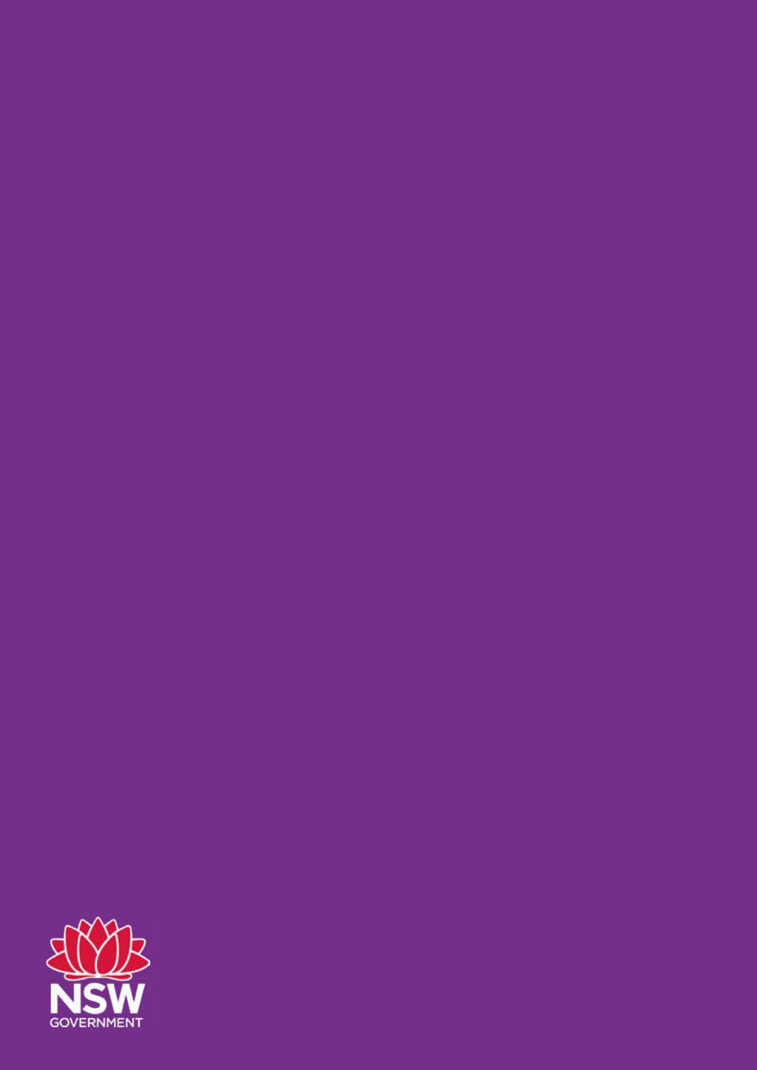NSW GOVERNMENT